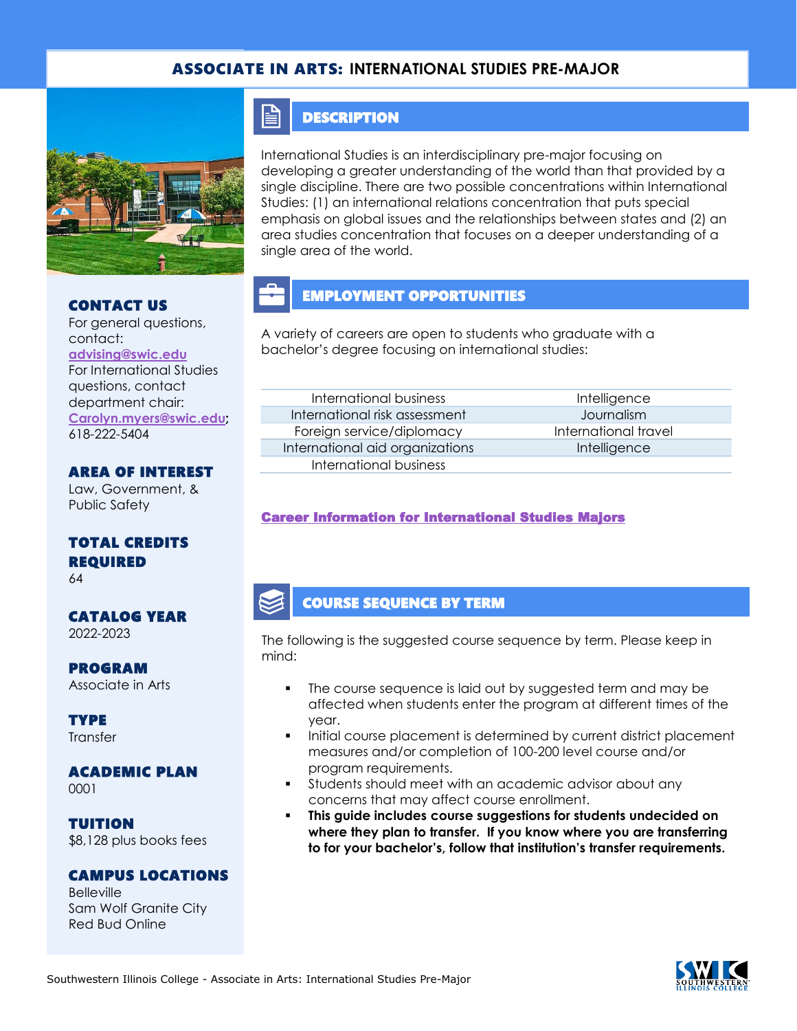# ASSOCIATE IN ARTS: INTERNATIONAL STUDIES PRE-MAJOR

## DESCRIPTION

International Studies is an interdisciplinary pre-major focusing on developing a greater understanding of the world than that provided by a single discipline. There are two possible concentrations within International Studies: (1) an international relations concentration that puts special emphasis on global issues and the relationships between states and (2) an area studies concentration that focuses on a deeper understanding of a single area of the world.

## EMPLOYMENT OPPORTUNITIES

A variety of careers are open to students who graduate with a bachelor's degree focusing on international studies:

| | |
|---|---|
| International business | Intelligence |
| International risk assessment | Journalism |
| Foreign service/diplomacy | International travel |
| International aid organizations | Intelligence |
| International business | |

**Career Information for International Studies Majors**

## COURSE SEQUENCE BY TERM

The following is the suggested course sequence by term. Please keep in mind:

- The course sequence is laid out by suggested term and may be affected when students enter the program at different times of the year.
- Initial course placement is determined by current district placement measures and/or completion of 100-200 level course and/or program requirements.
- Students should meet with an academic advisor about any concerns that may affect course enrollment.
- **This guide includes course suggestions for students undecided on where they plan to transfer. If you know where you are transferring to for your bachelor's, follow that institution's transfer requirements.**

### CONTACT US

For general questions, contact: advising@swic.edu

For International Studies questions, contact department chair: Carolyn.myers@swic.edu; 618-222-5404

### AREA OF INTEREST

Law, Government, & Public Safety

### TOTAL CREDITS REQUIRED

64

### CATALOG YEAR

2022-2023

### PROGRAM

Associate in Arts

### TYPE

Transfer

### ACADEMIC PLAN

0001

### TUITION

$8,128 plus books fees

### CAMPUS LOCATIONS

Belleville
Sam Wolf Granite City
Red Bud Online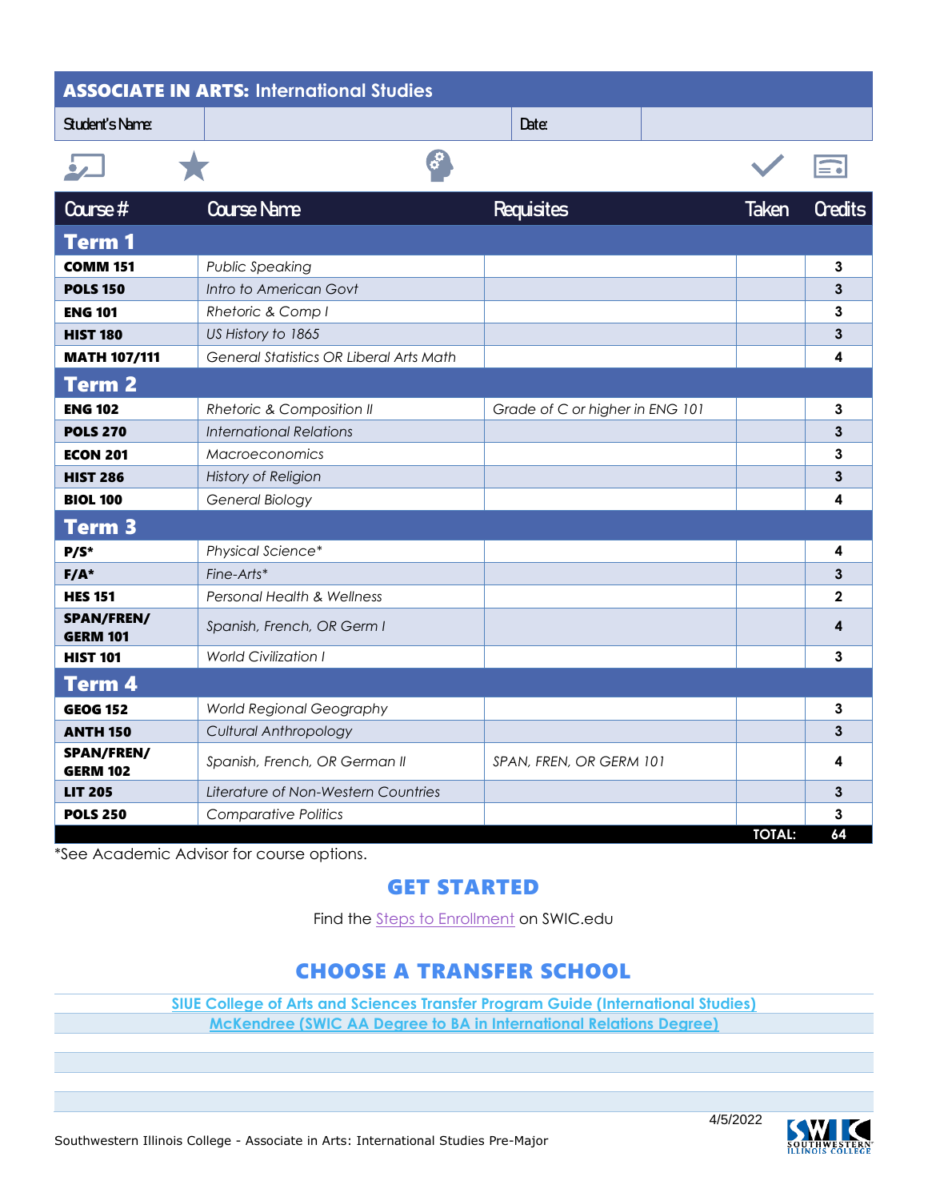# ASSOCIATE IN ARTS: International Studies

| Student's Name: | | Date: | |
|---|---|---|---|

| Course # | Course Name | Requisites | Taken | Credits |
|---|---|---|---|---|
| **Term 1** | | | | |
| **COMM 151** | *Public Speaking* | | | 3 |
| **POLS 150** | *Intro to American Govt* | | | 3 |
| **ENG 101** | *Rhetoric & Comp I* | | | 3 |
| **HIST 180** | *US History to 1865* | | | 3 |
| **MATH 107/111** | *General Statistics OR Liberal Arts Math* | | | 4 |
| **Term 2** | | | | |
| **ENG 102** | *Rhetoric & Composition II* | *Grade of C or higher in ENG 101* | | 3 |
| **POLS 270** | *International Relations* | | | 3 |
| **ECON 201** | *Macroeconomics* | | | 3 |
| **HIST 286** | *History of Religion* | | | 3 |
| **BIOL 100** | *General Biology* | | | 4 |
| **Term 3** | | | | |
| **P/S*** | *Physical Science** | | | 4 |
| **F/A*** | *Fine-Arts** | | | 3 |
| **HES 151** | *Personal Health & Wellness* | | | 2 |
| **SPAN/FREN/ GERM 101** | *Spanish, French, OR Germ I* | | | 4 |
| **HIST 101** | *World Civilization I* | | | 3 |
| **Term 4** | | | | |
| **GEOG 152** | *World Regional Geography* | | | 3 |
| **ANTH 150** | *Cultural Anthropology* | | | 3 |
| **SPAN/FREN/ GERM 102** | *Spanish, French, OR German II* | *SPAN, FREN, OR GERM 101* | | 4 |
| **LIT 205** | *Literature of Non-Western Countries* | | | 3 |
| **POLS 250** | *Comparative Politics* | | | 3 |
| | | | **TOTAL:** | **64** |

*See Academic Advisor for course options.

## GET STARTED

Find the Steps to Enrollment on SWIC.edu

## CHOOSE A TRANSFER SCHOOL

SIUE College of Arts and Sciences Transfer Program Guide (International Studies)

McKendree (SWIC AA Degree to BA in International Relations Degree)

4/5/2022

Southwestern Illinois College - Associate in Arts: International Studies Pre-Major